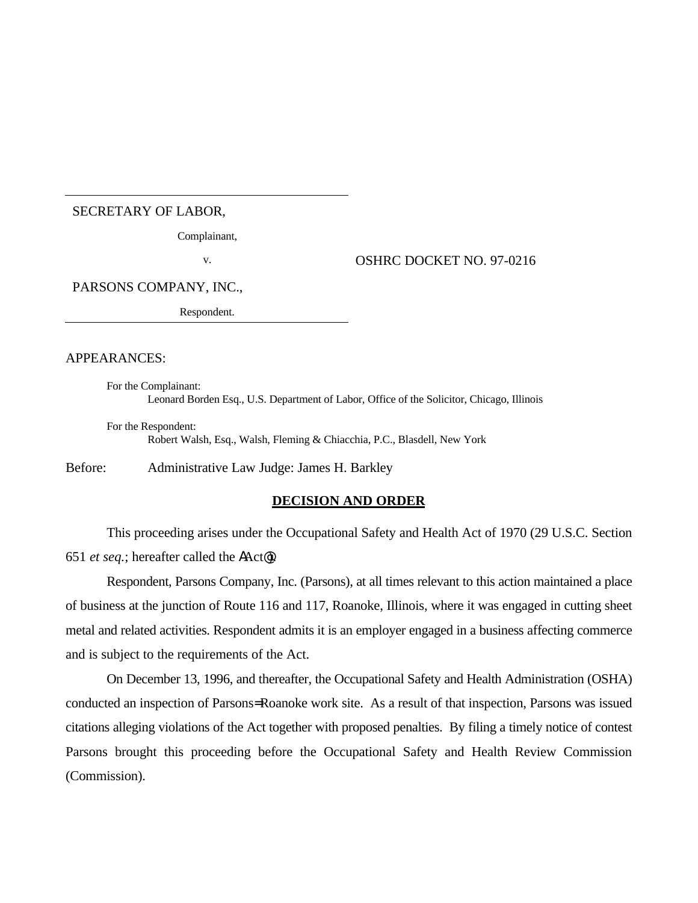SECRETARY OF LABOR,

Complainant,

v.

OSHRC DOCKET NO. 97-0216

PARSONS COMPANY, INC.,

Respondent.

APPEARANCES:

For the Complainant:
Leonard Borden Esq., U.S. Department of Labor, Office of the Solicitor, Chicago, Illinois

For the Respondent:
Robert Walsh, Esq., Walsh, Fleming & Chiacchia, P.C., Blasdell, New York

Before: Administrative Law Judge: James H. Barkley

## DECISION AND ORDER

This proceeding arises under the Occupational Safety and Health Act of 1970 (29 U.S.C. Section 651 *et seq.*; hereafter called the ΑAct@).

Respondent, Parsons Company, Inc. (Parsons), at all times relevant to this action maintained a place of business at the junction of Route 116 and 117, Roanoke, Illinois, where it was engaged in cutting sheet metal and related activities. Respondent admits it is an employer engaged in a business affecting commerce and is subject to the requirements of the Act.

On December 13, 1996, and thereafter, the Occupational Safety and Health Administration (OSHA) conducted an inspection of Parsons=Roanoke work site. As a result of that inspection, Parsons was issued citations alleging violations of the Act together with proposed penalties. By filing a timely notice of contest Parsons brought this proceeding before the Occupational Safety and Health Review Commission (Commission).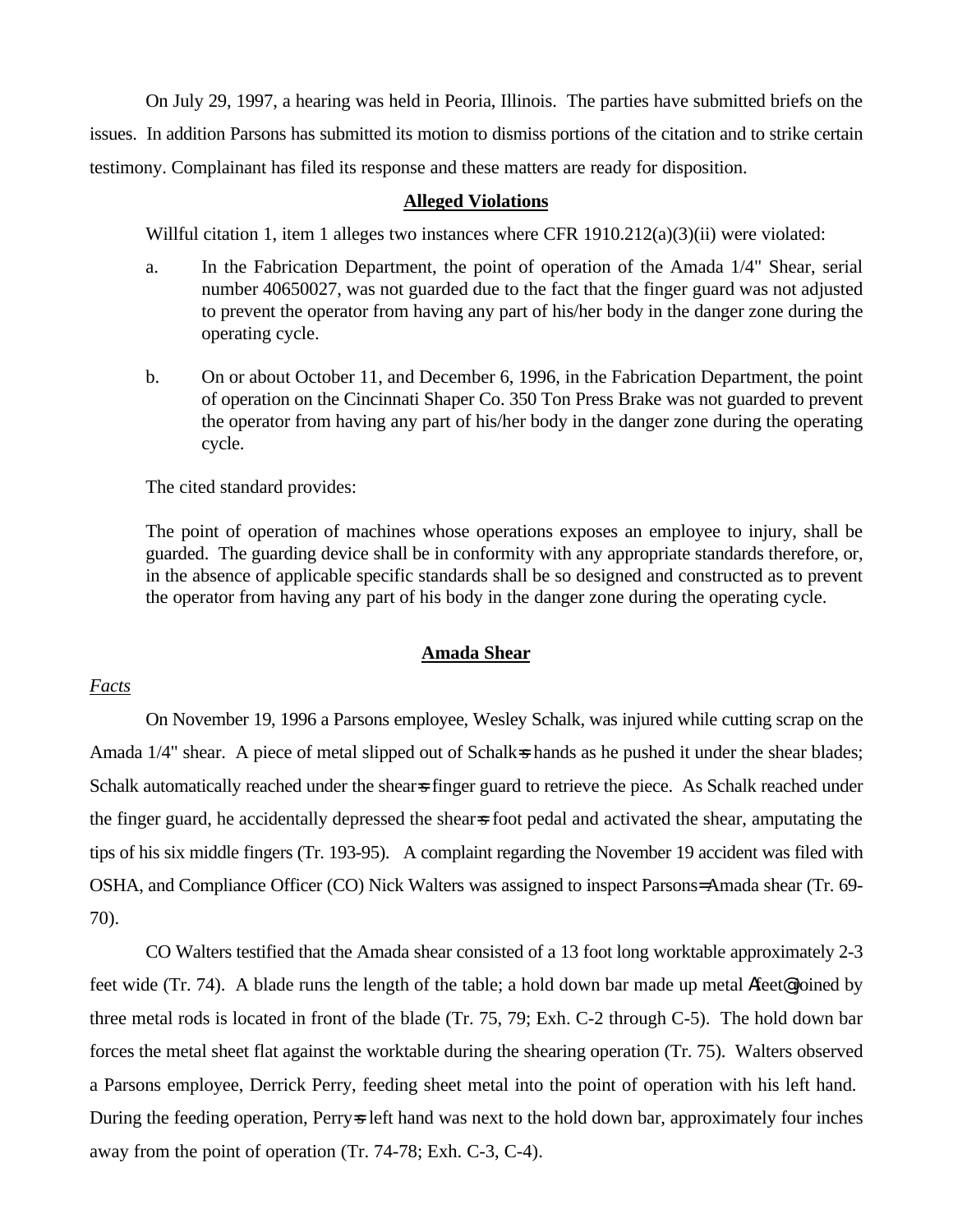On July 29, 1997, a hearing was held in Peoria, Illinois. The parties have submitted briefs on the issues. In addition Parsons has submitted its motion to dismiss portions of the citation and to strike certain testimony. Complainant has filed its response and these matters are ready for disposition.

## Alleged Violations

Willful citation 1, item 1 alleges two instances where CFR 1910.212(a)(3)(ii) were violated:

a. In the Fabrication Department, the point of operation of the Amada 1/4" Shear, serial number 40650027, was not guarded due to the fact that the finger guard was not adjusted to prevent the operator from having any part of his/her body in the danger zone during the operating cycle.

b. On or about October 11, and December 6, 1996, in the Fabrication Department, the point of operation on the Cincinnati Shaper Co. 350 Ton Press Brake was not guarded to prevent the operator from having any part of his/her body in the danger zone during the operating cycle.

The cited standard provides:

The point of operation of machines whose operations exposes an employee to injury, shall be guarded. The guarding device shall be in conformity with any appropriate standards therefore, or, in the absence of applicable specific standards shall be so designed and constructed as to prevent the operator from having any part of his body in the danger zone during the operating cycle.

## Amada Shear

*Facts*

On November 19, 1996 a Parsons employee, Wesley Schalk, was injured while cutting scrap on the Amada 1/4" shear. A piece of metal slipped out of Schalk=s hands as he pushed it under the shear blades; Schalk automatically reached under the shear=s finger guard to retrieve the piece. As Schalk reached under the finger guard, he accidentally depressed the shear=s foot pedal and activated the shear, amputating the tips of his six middle fingers (Tr. 193-95). A complaint regarding the November 19 accident was filed with OSHA, and Compliance Officer (CO) Nick Walters was assigned to inspect Parsons=Amada shear (Tr. 69-70).

CO Walters testified that the Amada shear consisted of a 13 foot long worktable approximately 2-3 feet wide (Tr. 74). A blade runs the length of the table; a hold down bar made up metal Afeet@ joined by three metal rods is located in front of the blade (Tr. 75, 79; Exh. C-2 through C-5). The hold down bar forces the metal sheet flat against the worktable during the shearing operation (Tr. 75). Walters observed a Parsons employee, Derrick Perry, feeding sheet metal into the point of operation with his left hand. During the feeding operation, Perry=s left hand was next to the hold down bar, approximately four inches away from the point of operation (Tr. 74-78; Exh. C-3, C-4).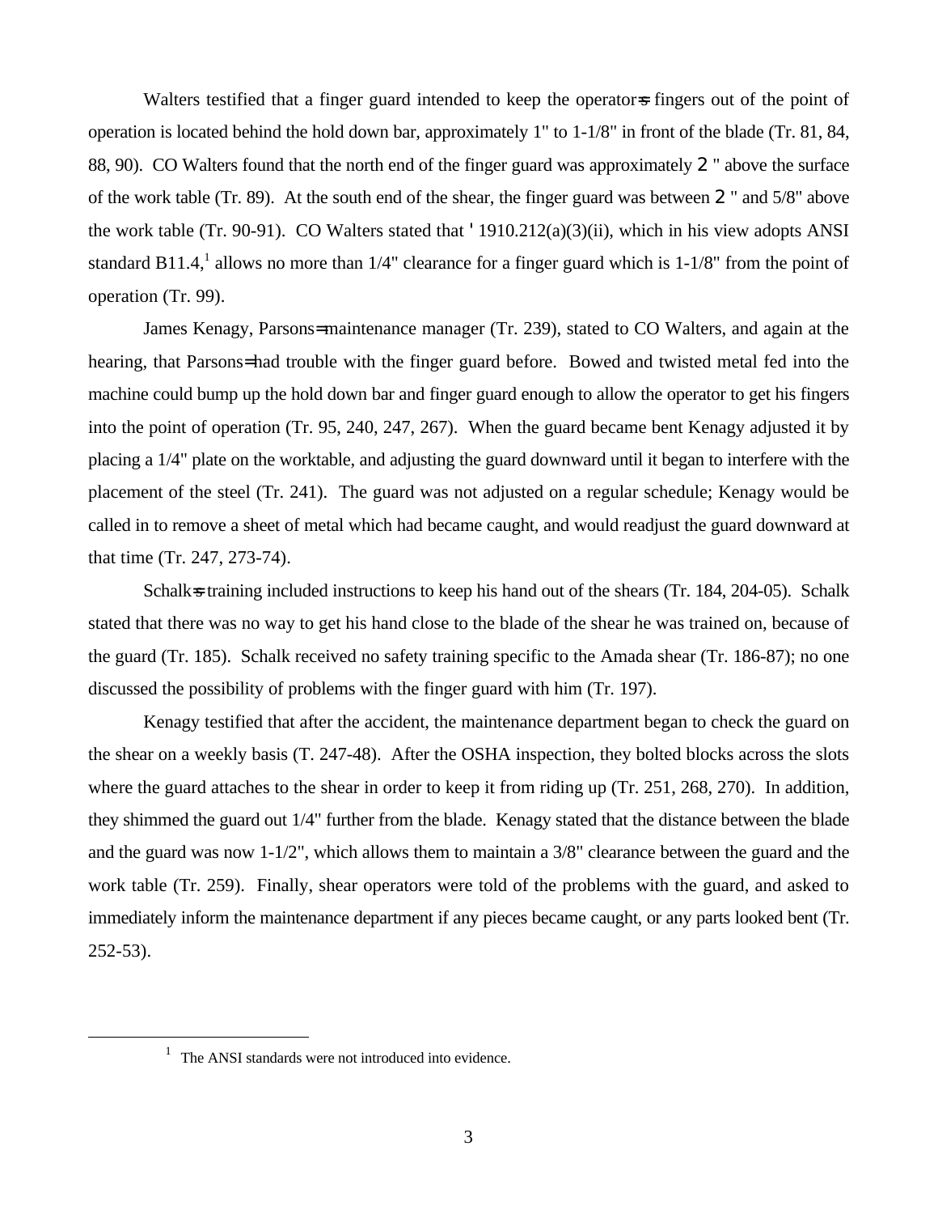Walters testified that a finger guard intended to keep the operator=s fingers out of the point of operation is located behind the hold down bar, approximately 1" to 1-1/8" in front of the blade (Tr. 81, 84, 88, 90). CO Walters found that the north end of the finger guard was approximately 2 " above the surface of the work table (Tr. 89). At the south end of the shear, the finger guard was between 2 " and 5/8" above the work table (Tr. 90-91). CO Walters stated that ' 1910.212(a)(3)(ii), which in his view adopts ANSI standard B11.4,[1] allows no more than 1/4" clearance for a finger guard which is 1-1/8" from the point of operation (Tr. 99).

James Kenagy, Parsons= maintenance manager (Tr. 239), stated to CO Walters, and again at the hearing, that Parsons= had trouble with the finger guard before. Bowed and twisted metal fed into the machine could bump up the hold down bar and finger guard enough to allow the operator to get his fingers into the point of operation (Tr. 95, 240, 247, 267). When the guard became bent Kenagy adjusted it by placing a 1/4" plate on the worktable, and adjusting the guard downward until it began to interfere with the placement of the steel (Tr. 241). The guard was not adjusted on a regular schedule; Kenagy would be called in to remove a sheet of metal which had became caught, and would readjust the guard downward at that time (Tr. 247, 273-74).

Schalk=s training included instructions to keep his hand out of the shears (Tr. 184, 204-05). Schalk stated that there was no way to get his hand close to the blade of the shear he was trained on, because of the guard (Tr. 185). Schalk received no safety training specific to the Amada shear (Tr. 186-87); no one discussed the possibility of problems with the finger guard with him (Tr. 197).

Kenagy testified that after the accident, the maintenance department began to check the guard on the shear on a weekly basis (T. 247-48). After the OSHA inspection, they bolted blocks across the slots where the guard attaches to the shear in order to keep it from riding up (Tr. 251, 268, 270). In addition, they shimmed the guard out 1/4" further from the blade. Kenagy stated that the distance between the blade and the guard was now 1-1/2", which allows them to maintain a 3/8" clearance between the guard and the work table (Tr. 259). Finally, shear operators were told of the problems with the guard, and asked to immediately inform the maintenance department if any pieces became caught, or any parts looked bent (Tr. 252-53).

[1] The ANSI standards were not introduced into evidence.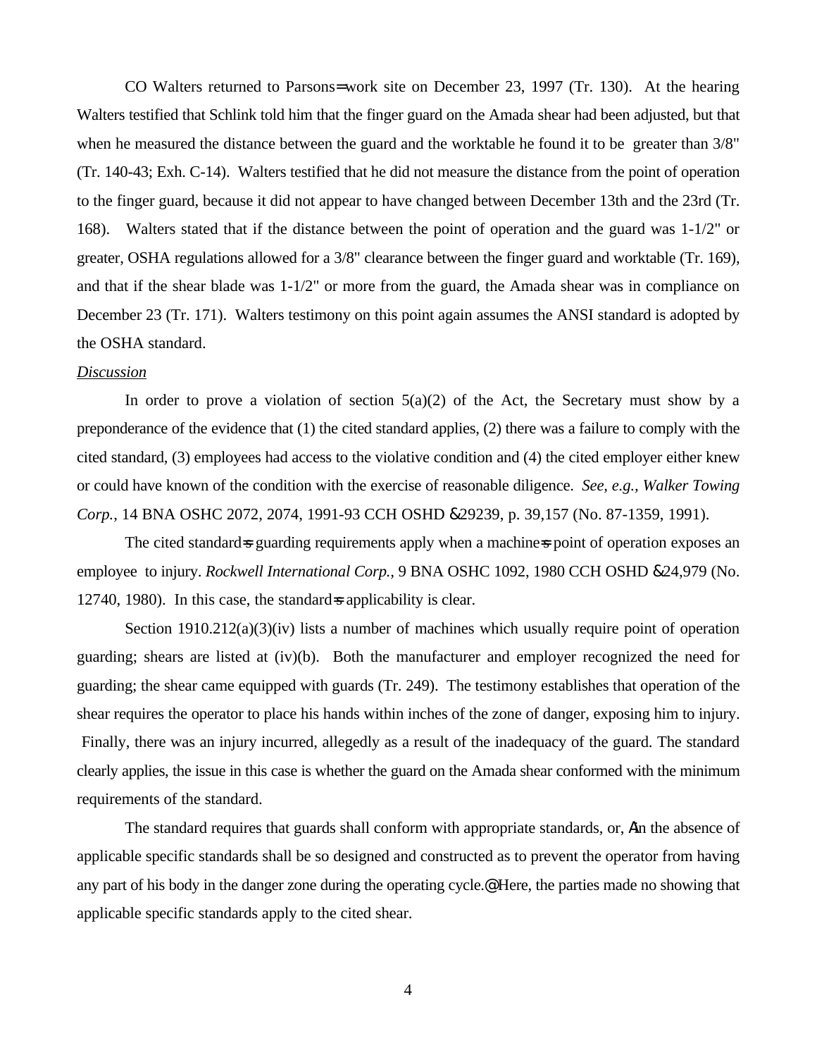CO Walters returned to Parsons=work site on December 23, 1997 (Tr. 130). At the hearing Walters testified that Schlink told him that the finger guard on the Amada shear had been adjusted, but that when he measured the distance between the guard and the worktable he found it to be greater than 3/8" (Tr. 140-43; Exh. C-14). Walters testified that he did not measure the distance from the point of operation to the finger guard, because it did not appear to have changed between December 13th and the 23rd (Tr. 168). Walters stated that if the distance between the point of operation and the guard was 1-1/2" or greater, OSHA regulations allowed for a 3/8" clearance between the finger guard and worktable (Tr. 169), and that if the shear blade was 1-1/2" or more from the guard, the Amada shear was in compliance on December 23 (Tr. 171). Walters testimony on this point again assumes the ANSI standard is adopted by the OSHA standard.

*Discussion*

In order to prove a violation of section 5(a)(2) of the Act, the Secretary must show by a preponderance of the evidence that (1) the cited standard applies, (2) there was a failure to comply with the cited standard, (3) employees had access to the violative condition and (4) the cited employer either knew or could have known of the condition with the exercise of reasonable diligence. *See, e.g., Walker Towing Corp.*, 14 BNA OSHC 2072, 2074, 1991-93 CCH OSHD &29239, p. 39,157 (No. 87-1359, 1991).

The cited standard=s guarding requirements apply when a machine=s point of operation exposes an employee to injury. *Rockwell International Corp.*, 9 BNA OSHC 1092, 1980 CCH OSHD &24,979 (No. 12740, 1980). In this case, the standard=s applicability is clear.

Section 1910.212(a)(3)(iv) lists a number of machines which usually require point of operation guarding; shears are listed at (iv)(b). Both the manufacturer and employer recognized the need for guarding; the shear came equipped with guards (Tr. 249). The testimony establishes that operation of the shear requires the operator to place his hands within inches of the zone of danger, exposing him to injury. Finally, there was an injury incurred, allegedly as a result of the inadequacy of the guard. The standard clearly applies, the issue in this case is whether the guard on the Amada shear conformed with the minimum requirements of the standard.

The standard requires that guards shall conform with appropriate standards, or, Ain the absence of applicable specific standards shall be so designed and constructed as to prevent the operator from having any part of his body in the danger zone during the operating cycle.@ Here, the parties made no showing that applicable specific standards apply to the cited shear.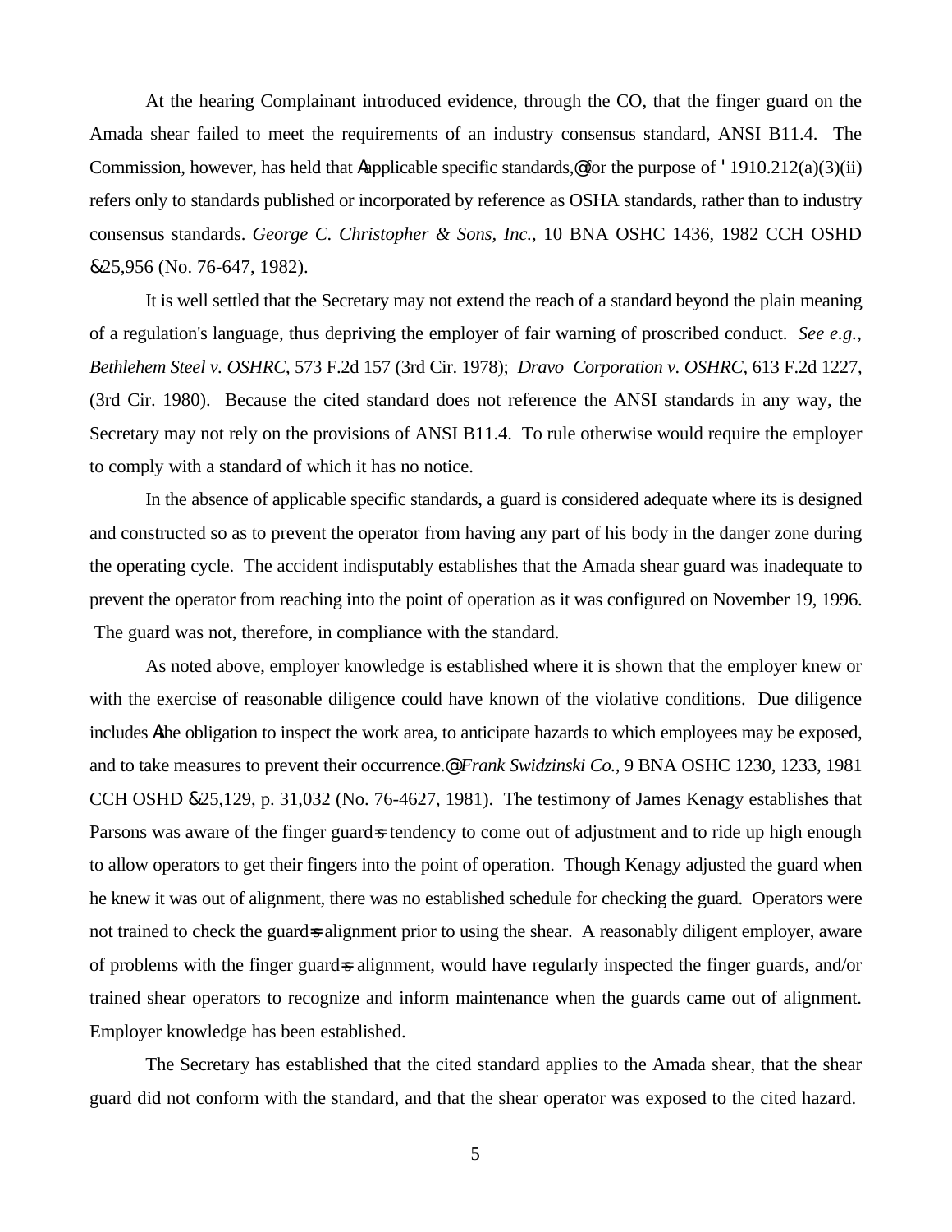At the hearing Complainant introduced evidence, through the CO, that the finger guard on the Amada shear failed to meet the requirements of an industry consensus standard, ANSI B11.4. The Commission, however, has held that Aapplicable specific standards,@ for the purpose of ' 1910.212(a)(3)(ii) refers only to standards published or incorporated by reference as OSHA standards, rather than to industry consensus standards. *George C. Christopher & Sons, Inc.*, 10 BNA OSHC 1436, 1982 CCH OSHD &25,956 (No. 76-647, 1982).

It is well settled that the Secretary may not extend the reach of a standard beyond the plain meaning of a regulation's language, thus depriving the employer of fair warning of proscribed conduct. *See e.g., Bethlehem Steel v. OSHRC*, 573 F.2d 157 (3rd Cir. 1978); *Dravo Corporation v. OSHRC*, 613 F.2d 1227, (3rd Cir. 1980). Because the cited standard does not reference the ANSI standards in any way, the Secretary may not rely on the provisions of ANSI B11.4. To rule otherwise would require the employer to comply with a standard of which it has no notice.

In the absence of applicable specific standards, a guard is considered adequate where its is designed and constructed so as to prevent the operator from having any part of his body in the danger zone during the operating cycle. The accident indisputably establishes that the Amada shear guard was inadequate to prevent the operator from reaching into the point of operation as it was configured on November 19, 1996. The guard was not, therefore, in compliance with the standard.

As noted above, employer knowledge is established where it is shown that the employer knew or with the exercise of reasonable diligence could have known of the violative conditions. Due diligence includes Athe obligation to inspect the work area, to anticipate hazards to which employees may be exposed, and to take measures to prevent their occurrence.@ *Frank Swidzinski Co.*, 9 BNA OSHC 1230, 1233, 1981 CCH OSHD &25,129, p. 31,032 (No. 76-4627, 1981). The testimony of James Kenagy establishes that Parsons was aware of the finger guard=s tendency to come out of adjustment and to ride up high enough to allow operators to get their fingers into the point of operation. Though Kenagy adjusted the guard when he knew it was out of alignment, there was no established schedule for checking the guard. Operators were not trained to check the guard=s alignment prior to using the shear. A reasonably diligent employer, aware of problems with the finger guard=s alignment, would have regularly inspected the finger guards, and/or trained shear operators to recognize and inform maintenance when the guards came out of alignment. Employer knowledge has been established.

The Secretary has established that the cited standard applies to the Amada shear, that the shear guard did not conform with the standard, and that the shear operator was exposed to the cited hazard.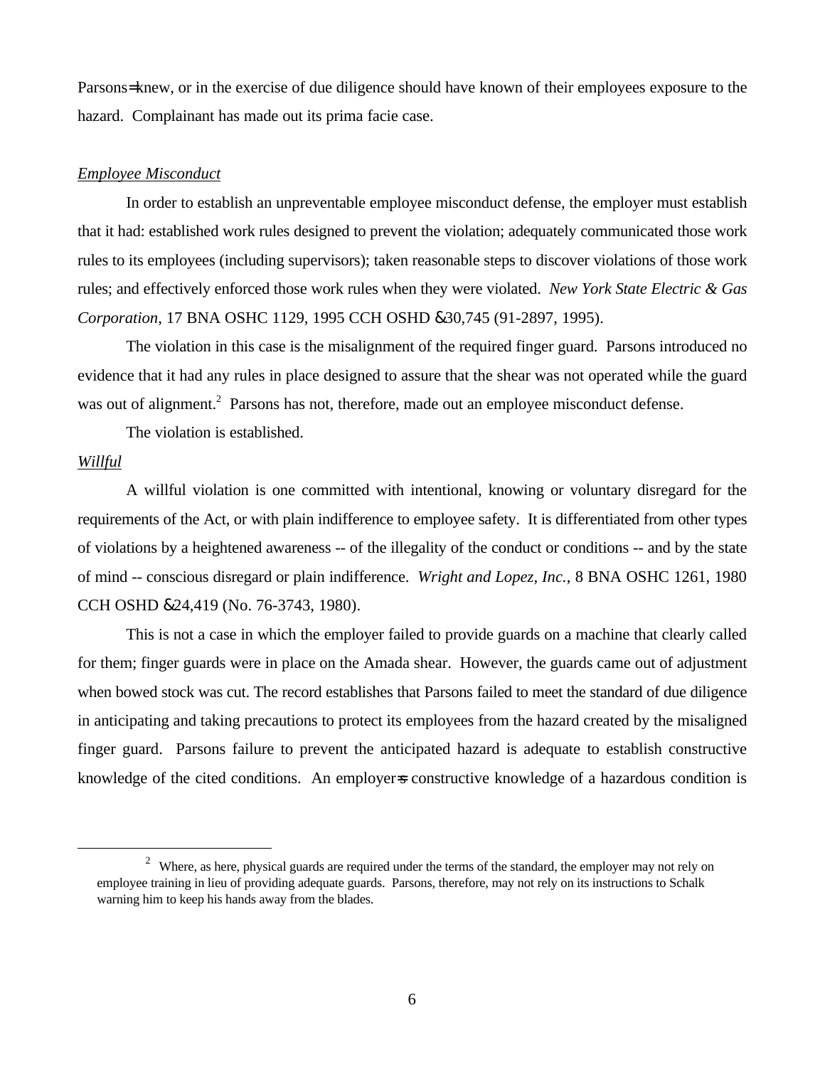Parsons=knew, or in the exercise of due diligence should have known of their employees exposure to the hazard. Complainant has made out its prima facie case.

*Employee Misconduct*

In order to establish an unpreventable employee misconduct defense, the employer must establish that it had: established work rules designed to prevent the violation; adequately communicated those work rules to its employees (including supervisors); taken reasonable steps to discover violations of those work rules; and effectively enforced those work rules when they were violated. *New York State Electric & Gas Corporation*, 17 BNA OSHC 1129, 1995 CCH OSHD &30,745 (91-2897, 1995).

The violation in this case is the misalignment of the required finger guard. Parsons introduced no evidence that it had any rules in place designed to assure that the shear was not operated while the guard was out of alignment.[2] Parsons has not, therefore, made out an employee misconduct defense.

The violation is established.

*Willful*

A willful violation is one committed with intentional, knowing or voluntary disregard for the requirements of the Act, or with plain indifference to employee safety. It is differentiated from other types of violations by a heightened awareness -- of the illegality of the conduct or conditions -- and by the state of mind -- conscious disregard or plain indifference. *Wright and Lopez, Inc.*, 8 BNA OSHC 1261, 1980 CCH OSHD &24,419 (No. 76-3743, 1980).

This is not a case in which the employer failed to provide guards on a machine that clearly called for them; finger guards were in place on the Amada shear. However, the guards came out of adjustment when bowed stock was cut. The record establishes that Parsons failed to meet the standard of due diligence in anticipating and taking precautions to protect its employees from the hazard created by the misaligned finger guard. Parsons failure to prevent the anticipated hazard is adequate to establish constructive knowledge of the cited conditions. An employer=s constructive knowledge of a hazardous condition is

[2] Where, as here, physical guards are required under the terms of the standard, the employer may not rely on employee training in lieu of providing adequate guards. Parsons, therefore, may not rely on its instructions to Schalk warning him to keep his hands away from the blades.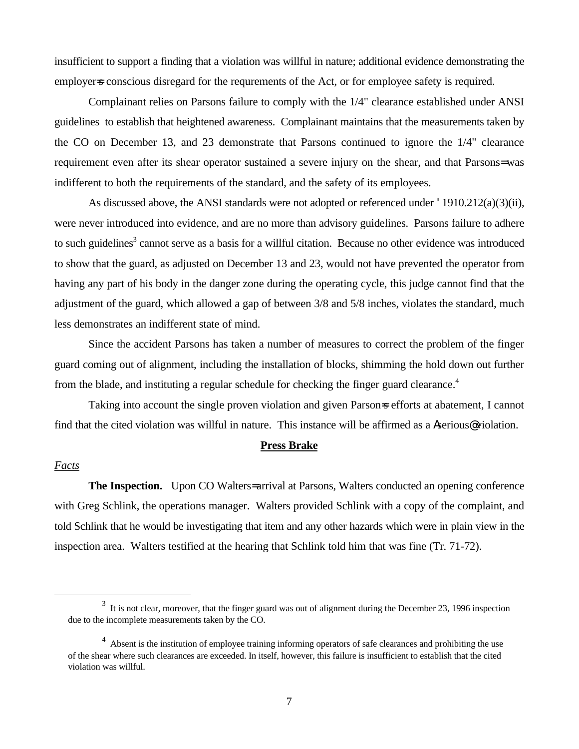insufficient to support a finding that a violation was willful in nature; additional evidence demonstrating the employer=s conscious disregard for the requrements of the Act, or for employee safety is required.

Complainant relies on Parsons failure to comply with the 1/4" clearance established under ANSI guidelines to establish that heightened awareness. Complainant maintains that the measurements taken by the CO on December 13, and 23 demonstrate that Parsons continued to ignore the 1/4" clearance requirement even after its shear operator sustained a severe injury on the shear, and that Parsons= was indifferent to both the requirements of the standard, and the safety of its employees.

As discussed above, the ANSI standards were not adopted or referenced under ' 1910.212(a)(3)(ii), were never introduced into evidence, and are no more than advisory guidelines. Parsons failure to adhere to such guidelines[3] cannot serve as a basis for a willful citation. Because no other evidence was introduced to show that the guard, as adjusted on December 13 and 23, would not have prevented the operator from having any part of his body in the danger zone during the operating cycle, this judge cannot find that the adjustment of the guard, which allowed a gap of between 3/8 and 5/8 inches, violates the standard, much less demonstrates an indifferent state of mind.

Since the accident Parsons has taken a number of measures to correct the problem of the finger guard coming out of alignment, including the installation of blocks, shimming the hold down out further from the blade, and instituting a regular schedule for checking the finger guard clearance.[4]

Taking into account the single proven violation and given Parson=s efforts at abatement, I cannot find that the cited violation was willful in nature. This instance will be affirmed as a Aserious@ violation.

## Press Brake

*Facts*

**The Inspection.** Upon CO Walters= arrival at Parsons, Walters conducted an opening conference with Greg Schlink, the operations manager. Walters provided Schlink with a copy of the complaint, and told Schlink that he would be investigating that item and any other hazards which were in plain view in the inspection area. Walters testified at the hearing that Schlink told him that was fine (Tr. 71-72).

---

[3] It is not clear, moreover, that the finger guard was out of alignment during the December 23, 1996 inspection due to the incomplete measurements taken by the CO.

[4] Absent is the institution of employee training informing operators of safe clearances and prohibiting the use of the shear where such clearances are exceeded. In itself, however, this failure is insufficient to establish that the cited violation was willful.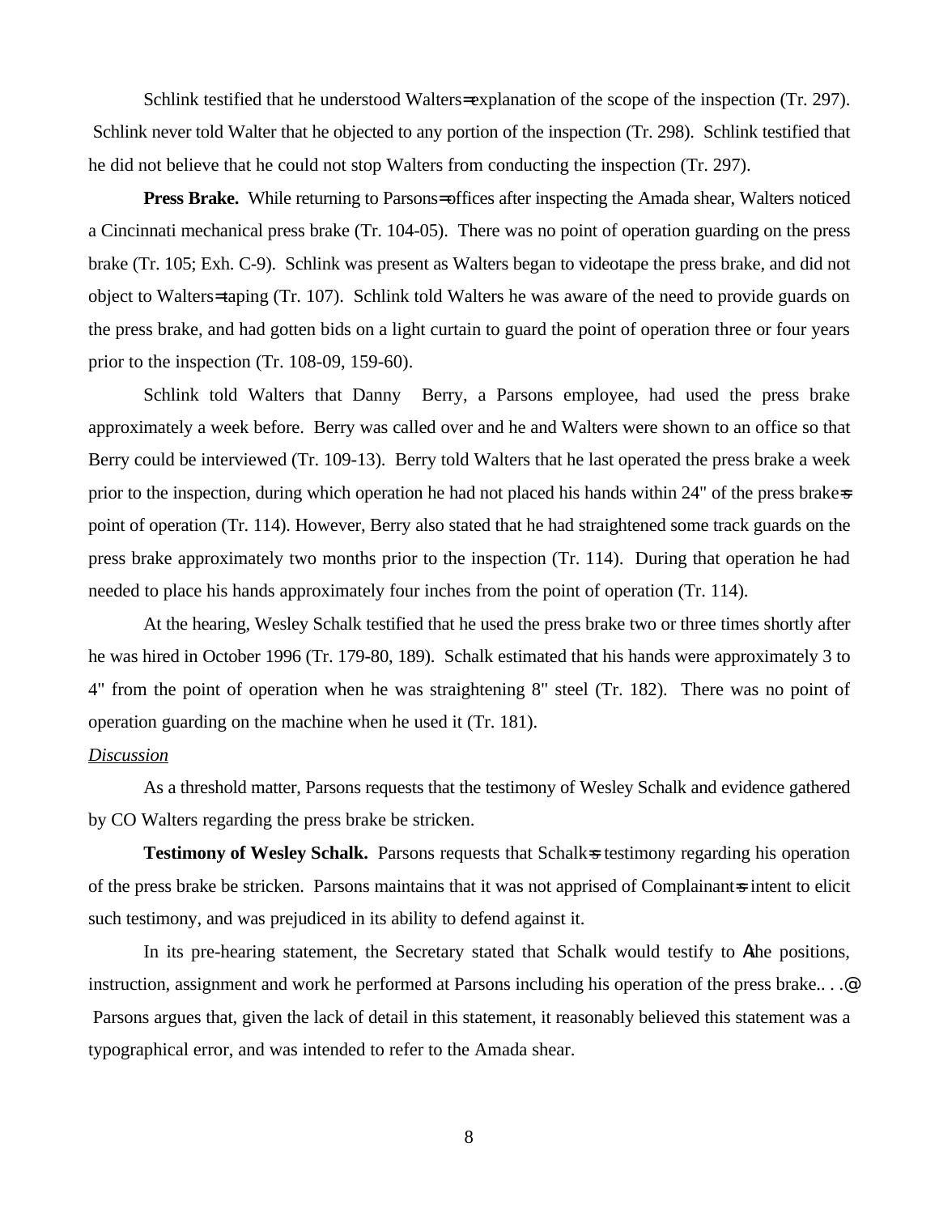Schlink testified that he understood Walters= explanation of the scope of the inspection (Tr. 297). Schlink never told Walter that he objected to any portion of the inspection (Tr. 298). Schlink testified that he did not believe that he could not stop Walters from conducting the inspection (Tr. 297).

**Press Brake.** While returning to Parsons= offices after inspecting the Amada shear, Walters noticed a Cincinnati mechanical press brake (Tr. 104-05). There was no point of operation guarding on the press brake (Tr. 105; Exh. C-9). Schlink was present as Walters began to videotape the press brake, and did not object to Walters= taping (Tr. 107). Schlink told Walters he was aware of the need to provide guards on the press brake, and had gotten bids on a light curtain to guard the point of operation three or four years prior to the inspection (Tr. 108-09, 159-60).

Schlink told Walters that Danny Berry, a Parsons employee, had used the press brake approximately a week before. Berry was called over and he and Walters were shown to an office so that Berry could be interviewed (Tr. 109-13). Berry told Walters that he last operated the press brake a week prior to the inspection, during which operation he had not placed his hands within 24" of the press brake=s point of operation (Tr. 114). However, Berry also stated that he had straightened some track guards on the press brake approximately two months prior to the inspection (Tr. 114). During that operation he had needed to place his hands approximately four inches from the point of operation (Tr. 114).

At the hearing, Wesley Schalk testified that he used the press brake two or three times shortly after he was hired in October 1996 (Tr. 179-80, 189). Schalk estimated that his hands were approximately 3 to 4" from the point of operation when he was straightening 8" steel (Tr. 182). There was no point of operation guarding on the machine when he used it (Tr. 181).

*Discussion*

As a threshold matter, Parsons requests that the testimony of Wesley Schalk and evidence gathered by CO Walters regarding the press brake be stricken.

**Testimony of Wesley Schalk.** Parsons requests that Schalk=s testimony regarding his operation of the press brake be stricken. Parsons maintains that it was not apprised of Complainant=s intent to elicit such testimony, and was prejudiced in its ability to defend against it.

In its pre-hearing statement, the Secretary stated that Schalk would testify to Athe positions, instruction, assignment and work he performed at Parsons including his operation of the press brake.. . .@ Parsons argues that, given the lack of detail in this statement, it reasonably believed this statement was a typographical error, and was intended to refer to the Amada shear.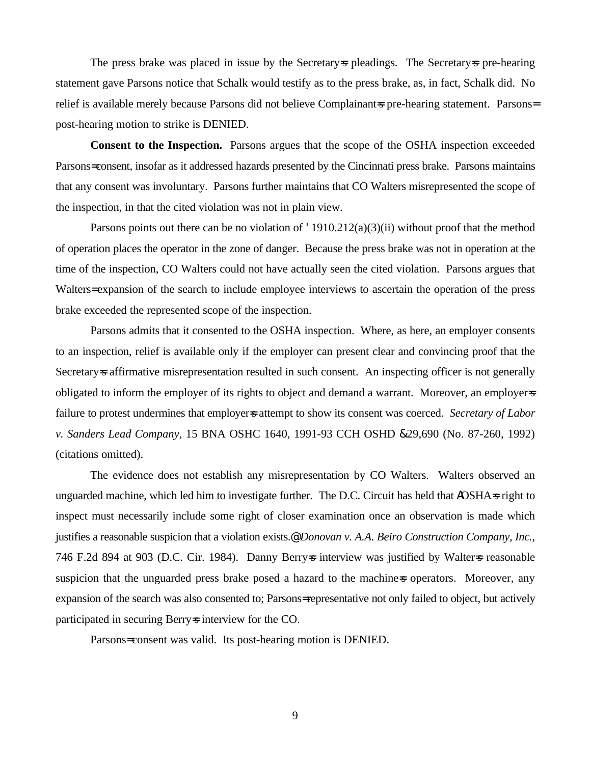The press brake was placed in issue by the Secretary=s pleadings. The Secretary=s pre-hearing statement gave Parsons notice that Schalk would testify as to the press brake, as, in fact, Schalk did. No relief is available merely because Parsons did not believe Complainant=s pre-hearing statement. Parsons= post-hearing motion to strike is DENIED.

**Consent to the Inspection.** Parsons argues that the scope of the OSHA inspection exceeded Parsons= consent, insofar as it addressed hazards presented by the Cincinnati press brake. Parsons maintains that any consent was involuntary. Parsons further maintains that CO Walters misrepresented the scope of the inspection, in that the cited violation was not in plain view.

Parsons points out there can be no violation of ' 1910.212(a)(3)(ii) without proof that the method of operation places the operator in the zone of danger. Because the press brake was not in operation at the time of the inspection, CO Walters could not have actually seen the cited violation. Parsons argues that Walters= expansion of the search to include employee interviews to ascertain the operation of the press brake exceeded the represented scope of the inspection.

Parsons admits that it consented to the OSHA inspection. Where, as here, an employer consents to an inspection, relief is available only if the employer can present clear and convincing proof that the Secretary=s affirmative misrepresentation resulted in such consent. An inspecting officer is not generally obligated to inform the employer of its rights to object and demand a warrant. Moreover, an employer=s failure to protest undermines that employer=s attempt to show its consent was coerced. *Secretary of Labor v. Sanders Lead Company*, 15 BNA OSHC 1640, 1991-93 CCH OSHD &29,690 (No. 87-260, 1992) (citations omitted).

The evidence does not establish any misrepresentation by CO Walters. Walters observed an unguarded machine, which led him to investigate further. The D.C. Circuit has held that AOSHA=s right to inspect must necessarily include some right of closer examination once an observation is made which justifies a reasonable suspicion that a violation exists.@ *Donovan v. A.A. Beiro Construction Company, Inc.*, 746 F.2d 894 at 903 (D.C. Cir. 1984). Danny Berry=s interview was justified by Walter=s reasonable suspicion that the unguarded press brake posed a hazard to the machine=s operators. Moreover, any expansion of the search was also consented to; Parsons= representative not only failed to object, but actively participated in securing Berry=s interview for the CO.

Parsons= consent was valid. Its post-hearing motion is DENIED.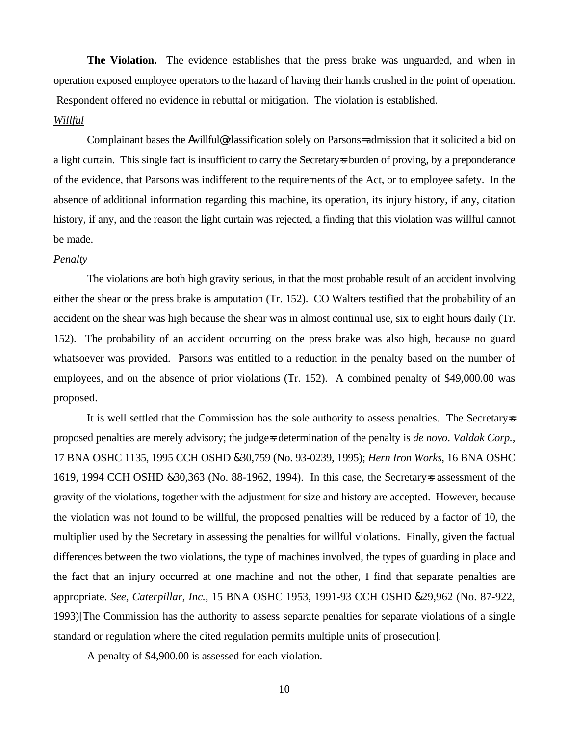**The Violation.** The evidence establishes that the press brake was unguarded, and when in operation exposed employee operators to the hazard of having their hands crushed in the point of operation. Respondent offered no evidence in rebuttal or mitigation. The violation is established.

*Willful*

Complainant bases the Awillful@ classification solely on Parsons= admission that it solicited a bid on a light curtain. This single fact is insufficient to carry the Secretary=s burden of proving, by a preponderance of the evidence, that Parsons was indifferent to the requirements of the Act, or to employee safety. In the absence of additional information regarding this machine, its operation, its injury history, if any, citation history, if any, and the reason the light curtain was rejected, a finding that this violation was willful cannot be made.

*Penalty*

The violations are both high gravity serious, in that the most probable result of an accident involving either the shear or the press brake is amputation (Tr. 152). CO Walters testified that the probability of an accident on the shear was high because the shear was in almost continual use, six to eight hours daily (Tr. 152). The probability of an accident occurring on the press brake was also high, because no guard whatsoever was provided. Parsons was entitled to a reduction in the penalty based on the number of employees, and on the absence of prior violations (Tr. 152). A combined penalty of $49,000.00 was proposed.

It is well settled that the Commission has the sole authority to assess penalties. The Secretary=s proposed penalties are merely advisory; the judge=s determination of the penalty is *de novo*. *Valdak Corp.*, 17 BNA OSHC 1135, 1995 CCH OSHD &30,759 (No. 93-0239, 1995); *Hern Iron Works,* 16 BNA OSHC 1619, 1994 CCH OSHD &30,363 (No. 88-1962, 1994). In this case, the Secretary=s assessment of the gravity of the violations, together with the adjustment for size and history are accepted. However, because the violation was not found to be willful, the proposed penalties will be reduced by a factor of 10, the multiplier used by the Secretary in assessing the penalties for willful violations. Finally, given the factual differences between the two violations, the type of machines involved, the types of guarding in place and the fact that an injury occurred at one machine and not the other, I find that separate penalties are appropriate. *See, Caterpillar, Inc.*, 15 BNA OSHC 1953, 1991-93 CCH OSHD &29,962 (No. 87-922, 1993)[The Commission has the authority to assess separate penalties for separate violations of a single standard or regulation where the cited regulation permits multiple units of prosecution].

A penalty of $4,900.00 is assessed for each violation.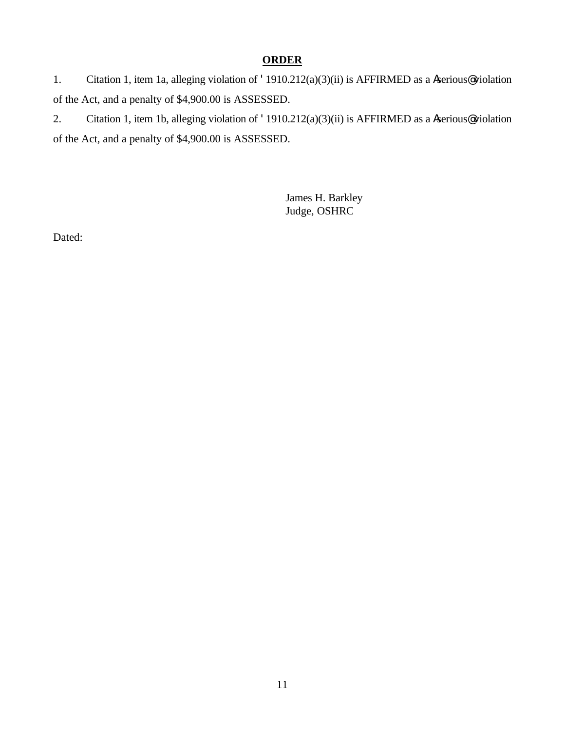**ORDER**

1. Citation 1, item 1a, alleging violation of ' 1910.212(a)(3)(ii) is AFFIRMED as a Aserious@ violation of the Act, and a penalty of $4,900.00 is ASSESSED.

2. Citation 1, item 1b, alleging violation of ' 1910.212(a)(3)(ii) is AFFIRMED as a Aserious@ violation of the Act, and a penalty of $4,900.00 is ASSESSED.

James H. Barkley
Judge, OSHRC

Dated: